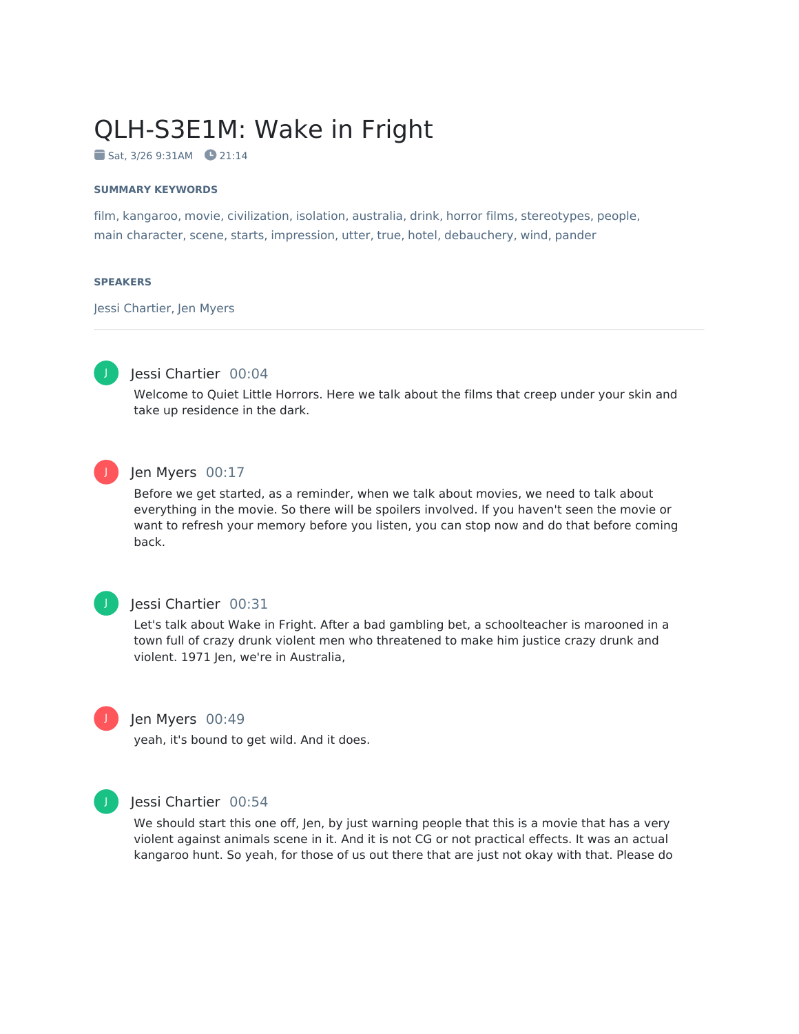# QLH-S3E1M: Wake in Fright

Sat, 3/26 9:31AM  21:14

#### SUMMARY KEYWORDS

film, kangaroo, movie, civilization, isolation, australia, drink, horror films, stereotypes, people, main character, scene, starts, impression, utter, true, hotel, debauchery, wind, pander

#### SPEAKERS

Jessi Chartier, Jen Myers

---

**Jessi Chartier** 00:04

Welcome to Quiet Little Horrors. Here we talk about the films that creep under your skin and take up residence in the dark.

**Jen Myers** 00:17

Before we get started, as a reminder, when we talk about movies, we need to talk about everything in the movie. So there will be spoilers involved. If you haven't seen the movie or want to refresh your memory before you listen, you can stop now and do that before coming back.

**Jessi Chartier** 00:31

Let's talk about Wake in Fright. After a bad gambling bet, a schoolteacher is marooned in a town full of crazy drunk violent men who threatened to make him justice crazy drunk and violent. 1971 Jen, we're in Australia,

**Jen Myers** 00:49

yeah, it's bound to get wild. And it does.

**Jessi Chartier** 00:54

We should start this one off, Jen, by just warning people that this is a movie that has a very violent against animals scene in it. And it is not CG or not practical effects. It was an actual kangaroo hunt. So yeah, for those of us out there that are just not okay with that. Please do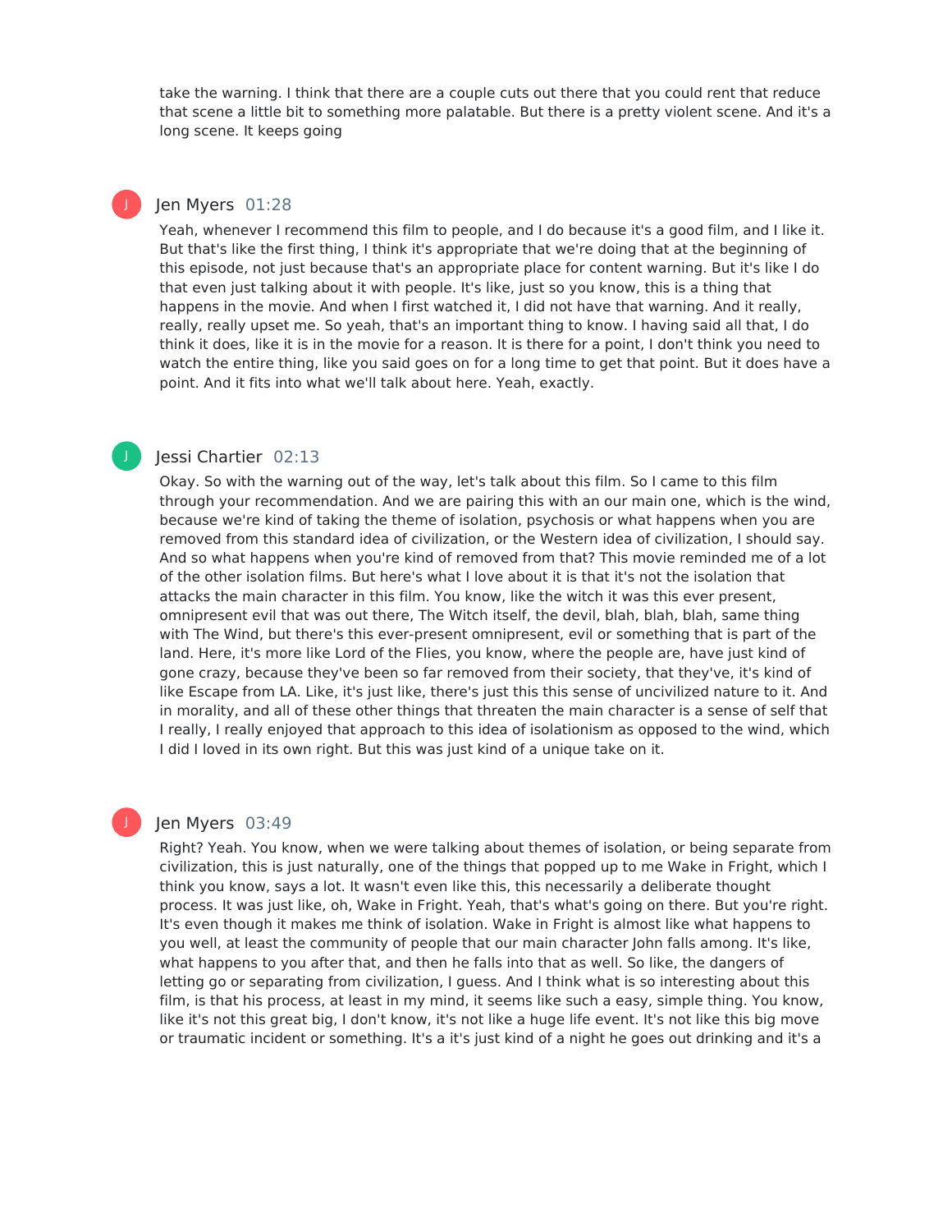take the warning. I think that there are a couple cuts out there that you could rent that reduce that scene a little bit to something more palatable. But there is a pretty violent scene. And it's a long scene. It keeps going

**Jen Myers** 01:28

Yeah, whenever I recommend this film to people, and I do because it's a good film, and I like it. But that's like the first thing, I think it's appropriate that we're doing that at the beginning of this episode, not just because that's an appropriate place for content warning. But it's like I do that even just talking about it with people. It's like, just so you know, this is a thing that happens in the movie. And when I first watched it, I did not have that warning. And it really, really, really upset me. So yeah, that's an important thing to know. I having said all that, I do think it does, like it is in the movie for a reason. It is there for a point, I don't think you need to watch the entire thing, like you said goes on for a long time to get that point. But it does have a point. And it fits into what we'll talk about here. Yeah, exactly.

**Jessi Chartier** 02:13

Okay. So with the warning out of the way, let's talk about this film. So I came to this film through your recommendation. And we are pairing this with an our main one, which is the wind, because we're kind of taking the theme of isolation, psychosis or what happens when you are removed from this standard idea of civilization, or the Western idea of civilization, I should say. And so what happens when you're kind of removed from that? This movie reminded me of a lot of the other isolation films. But here's what I love about it is that it's not the isolation that attacks the main character in this film. You know, like the witch it was this ever present, omnipresent evil that was out there, The Witch itself, the devil, blah, blah, blah, same thing with The Wind, but there's this ever-present omnipresent, evil or something that is part of the land. Here, it's more like Lord of the Flies, you know, where the people are, have just kind of gone crazy, because they've been so far removed from their society, that they've, it's kind of like Escape from LA. Like, it's just like, there's just this this sense of uncivilized nature to it. And in morality, and all of these other things that threaten the main character is a sense of self that I really, I really enjoyed that approach to this idea of isolationism as opposed to the wind, which I did I loved in its own right. But this was just kind of a unique take on it.

**Jen Myers** 03:49

Right? Yeah. You know, when we were talking about themes of isolation, or being separate from civilization, this is just naturally, one of the things that popped up to me Wake in Fright, which I think you know, says a lot. It wasn't even like this, this necessarily a deliberate thought process. It was just like, oh, Wake in Fright. Yeah, that's what's going on there. But you're right. It's even though it makes me think of isolation. Wake in Fright is almost like what happens to you well, at least the community of people that our main character John falls among. It's like, what happens to you after that, and then he falls into that as well. So like, the dangers of letting go or separating from civilization, I guess. And I think what is so interesting about this film, is that his process, at least in my mind, it seems like such a easy, simple thing. You know, like it's not this great big, I don't know, it's not like a huge life event. It's not like this big move or traumatic incident or something. It's a it's just kind of a night he goes out drinking and it's a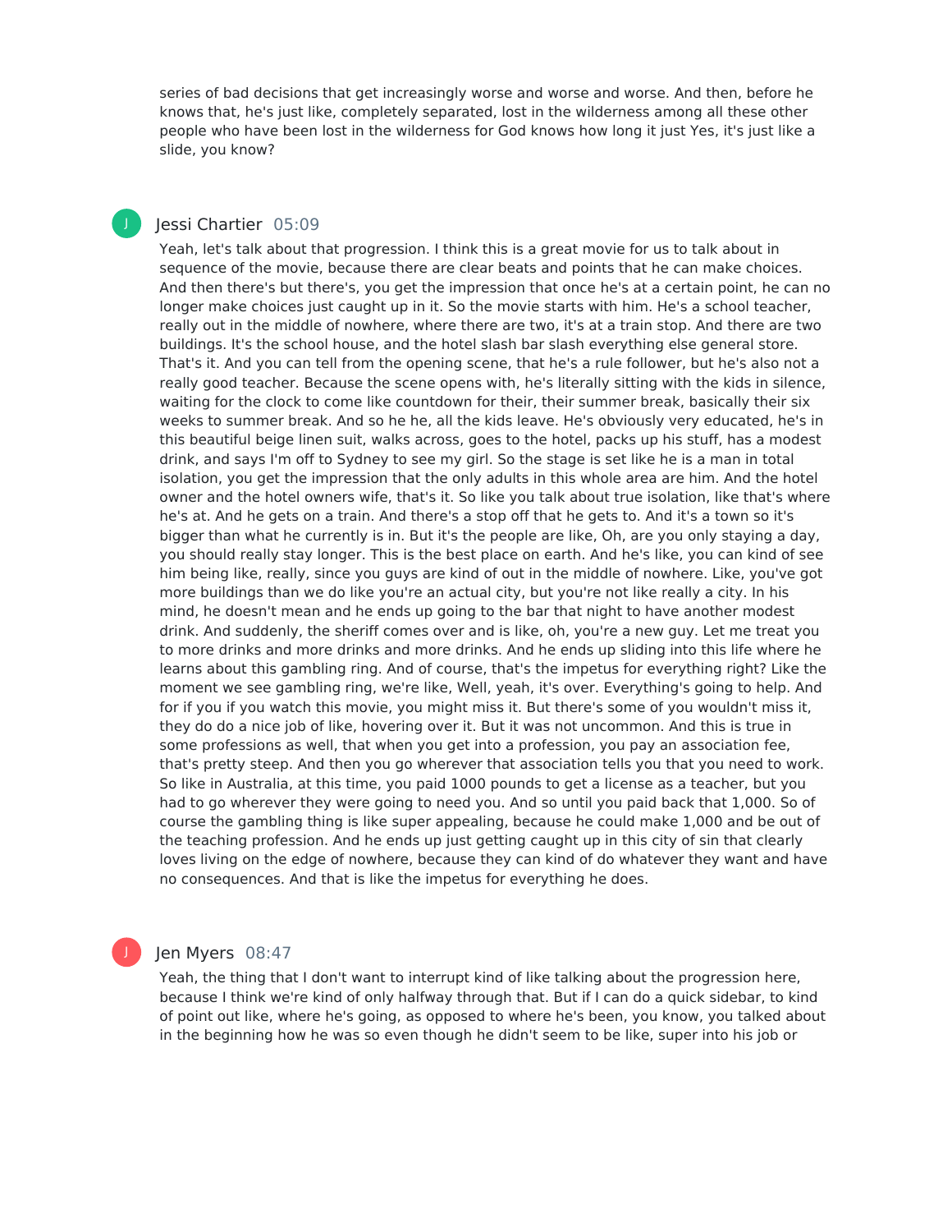series of bad decisions that get increasingly worse and worse and worse. And then, before he knows that, he's just like, completely separated, lost in the wilderness among all these other people who have been lost in the wilderness for God knows how long it just Yes, it's just like a slide, you know?

**Jessi Chartier** 05:09

Yeah, let's talk about that progression. I think this is a great movie for us to talk about in sequence of the movie, because there are clear beats and points that he can make choices. And then there's but there's, you get the impression that once he's at a certain point, he can no longer make choices just caught up in it. So the movie starts with him. He's a school teacher, really out in the middle of nowhere, where there are two, it's at a train stop. And there are two buildings. It's the school house, and the hotel slash bar slash everything else general store. That's it. And you can tell from the opening scene, that he's a rule follower, but he's also not a really good teacher. Because the scene opens with, he's literally sitting with the kids in silence, waiting for the clock to come like countdown for their, their summer break, basically their six weeks to summer break. And so he he, all the kids leave. He's obviously very educated, he's in this beautiful beige linen suit, walks across, goes to the hotel, packs up his stuff, has a modest drink, and says I'm off to Sydney to see my girl. So the stage is set like he is a man in total isolation, you get the impression that the only adults in this whole area are him. And the hotel owner and the hotel owners wife, that's it. So like you talk about true isolation, like that's where he's at. And he gets on a train. And there's a stop off that he gets to. And it's a town so it's bigger than what he currently is in. But it's the people are like, Oh, are you only staying a day, you should really stay longer. This is the best place on earth. And he's like, you can kind of see him being like, really, since you guys are kind of out in the middle of nowhere. Like, you've got more buildings than we do like you're an actual city, but you're not like really a city. In his mind, he doesn't mean and he ends up going to the bar that night to have another modest drink. And suddenly, the sheriff comes over and is like, oh, you're a new guy. Let me treat you to more drinks and more drinks and more drinks. And he ends up sliding into this life where he learns about this gambling ring. And of course, that's the impetus for everything right? Like the moment we see gambling ring, we're like, Well, yeah, it's over. Everything's going to help. And for if you if you watch this movie, you might miss it. But there's some of you wouldn't miss it, they do do a nice job of like, hovering over it. But it was not uncommon. And this is true in some professions as well, that when you get into a profession, you pay an association fee, that's pretty steep. And then you go wherever that association tells you that you need to work. So like in Australia, at this time, you paid 1000 pounds to get a license as a teacher, but you had to go wherever they were going to need you. And so until you paid back that 1,000. So of course the gambling thing is like super appealing, because he could make 1,000 and be out of the teaching profession. And he ends up just getting caught up in this city of sin that clearly loves living on the edge of nowhere, because they can kind of do whatever they want and have no consequences. And that is like the impetus for everything he does.

**Jen Myers** 08:47

Yeah, the thing that I don't want to interrupt kind of like talking about the progression here, because I think we're kind of only halfway through that. But if I can do a quick sidebar, to kind of point out like, where he's going, as opposed to where he's been, you know, you talked about in the beginning how he was so even though he didn't seem to be like, super into his job or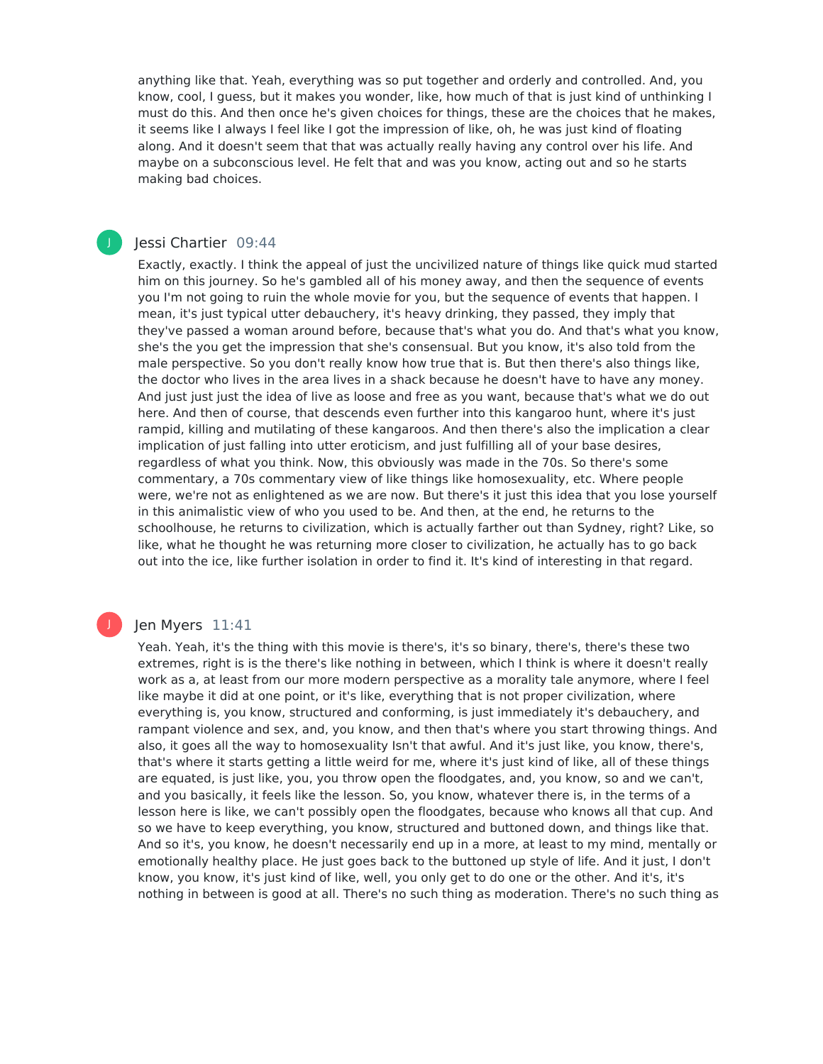anything like that. Yeah, everything was so put together and orderly and controlled. And, you know, cool, I guess, but it makes you wonder, like, how much of that is just kind of unthinking I must do this. And then once he's given choices for things, these are the choices that he makes, it seems like I always I feel like I got the impression of like, oh, he was just kind of floating along. And it doesn't seem that that was actually really having any control over his life. And maybe on a subconscious level. He felt that and was you know, acting out and so he starts making bad choices.

J

Jessi Chartier 09:44

Exactly, exactly. I think the appeal of just the uncivilized nature of things like quick mud started him on this journey. So he's gambled all of his money away, and then the sequence of events you I'm not going to ruin the whole movie for you, but the sequence of events that happen. I mean, it's just typical utter debauchery, it's heavy drinking, they passed, they imply that they've passed a woman around before, because that's what you do. And that's what you know, she's the you get the impression that she's consensual. But you know, it's also told from the male perspective. So you don't really know how true that is. But then there's also things like, the doctor who lives in the area lives in a shack because he doesn't have to have any money. And just just just the idea of live as loose and free as you want, because that's what we do out here. And then of course, that descends even further into this kangaroo hunt, where it's just rampid, killing and mutilating of these kangaroos. And then there's also the implication a clear implication of just falling into utter eroticism, and just fulfilling all of your base desires, regardless of what you think. Now, this obviously was made in the 70s. So there's some commentary, a 70s commentary view of like things like homosexuality, etc. Where people were, we're not as enlightened as we are now. But there's it just this idea that you lose yourself in this animalistic view of who you used to be. And then, at the end, he returns to the schoolhouse, he returns to civilization, which is actually farther out than Sydney, right? Like, so like, what he thought he was returning more closer to civilization, he actually has to go back out into the ice, like further isolation in order to find it. It's kind of interesting in that regard.

J

Jen Myers 11:41

Yeah. Yeah, it's the thing with this movie is there's, it's so binary, there's, there's these two extremes, right is is the there's like nothing in between, which I think is where it doesn't really work as a, at least from our more modern perspective as a morality tale anymore, where I feel like maybe it did at one point, or it's like, everything that is not proper civilization, where everything is, you know, structured and conforming, is just immediately it's debauchery, and rampant violence and sex, and, you know, and then that's where you start throwing things. And also, it goes all the way to homosexuality Isn't that awful. And it's just like, you know, there's, that's where it starts getting a little weird for me, where it's just kind of like, all of these things are equated, is just like, you, you throw open the floodgates, and, you know, so and we can't, and you basically, it feels like the lesson. So, you know, whatever there is, in the terms of a lesson here is like, we can't possibly open the floodgates, because who knows all that cup. And so we have to keep everything, you know, structured and buttoned down, and things like that. And so it's, you know, he doesn't necessarily end up in a more, at least to my mind, mentally or emotionally healthy place. He just goes back to the buttoned up style of life. And it just, I don't know, you know, it's just kind of like, well, you only get to do one or the other. And it's, it's nothing in between is good at all. There's no such thing as moderation. There's no such thing as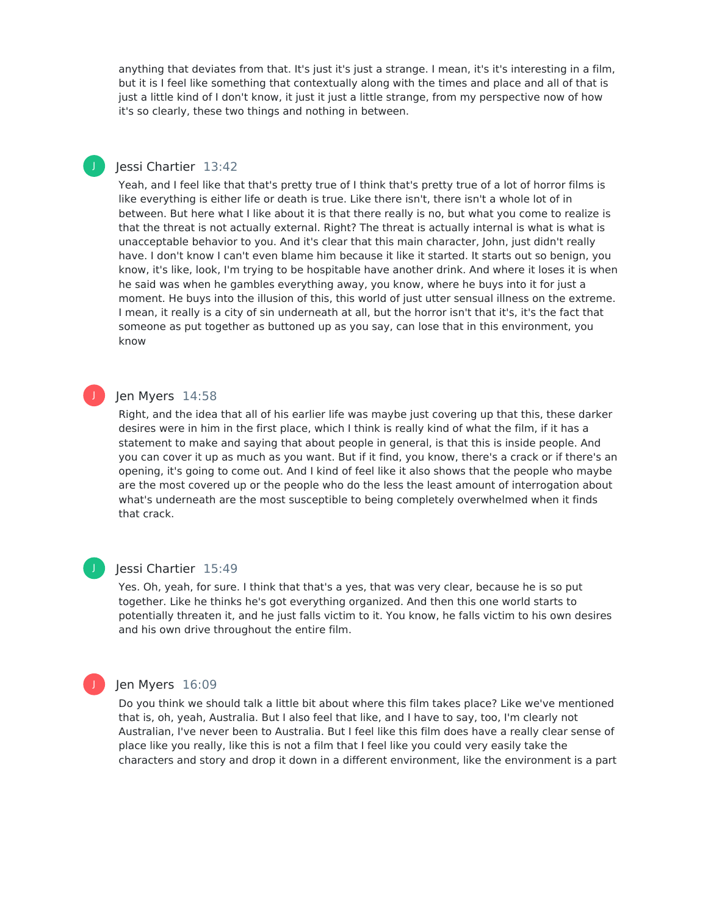anything that deviates from that. It's just it's just a strange. I mean, it's it's interesting in a film, but it is I feel like something that contextually along with the times and place and all of that is just a little kind of I don't know, it just it just a little strange, from my perspective now of how it's so clearly, these two things and nothing in between.

**Jessi Chartier** 13:42

Yeah, and I feel like that that's pretty true of I think that's pretty true of a lot of horror films is like everything is either life or death is true. Like there isn't, there isn't a whole lot of in between. But here what I like about it is that there really is no, but what you come to realize is that the threat is not actually external. Right? The threat is actually internal is what is what is unacceptable behavior to you. And it's clear that this main character, John, just didn't really have. I don't know I can't even blame him because it like it started. It starts out so benign, you know, it's like, look, I'm trying to be hospitable have another drink. And where it loses it is when he said was when he gambles everything away, you know, where he buys into it for just a moment. He buys into the illusion of this, this world of just utter sensual illness on the extreme. I mean, it really is a city of sin underneath at all, but the horror isn't that it's, it's the fact that someone as put together as buttoned up as you say, can lose that in this environment, you know

**Jen Myers** 14:58

Right, and the idea that all of his earlier life was maybe just covering up that this, these darker desires were in him in the first place, which I think is really kind of what the film, if it has a statement to make and saying that about people in general, is that this is inside people. And you can cover it up as much as you want. But if it find, you know, there's a crack or if there's an opening, it's going to come out. And I kind of feel like it also shows that the people who maybe are the most covered up or the people who do the less the least amount of interrogation about what's underneath are the most susceptible to being completely overwhelmed when it finds that crack.

**Jessi Chartier** 15:49

Yes. Oh, yeah, for sure. I think that that's a yes, that was very clear, because he is so put together. Like he thinks he's got everything organized. And then this one world starts to potentially threaten it, and he just falls victim to it. You know, he falls victim to his own desires and his own drive throughout the entire film.

**Jen Myers** 16:09

Do you think we should talk a little bit about where this film takes place? Like we've mentioned that is, oh, yeah, Australia. But I also feel that like, and I have to say, too, I'm clearly not Australian, I've never been to Australia. But I feel like this film does have a really clear sense of place like you really, like this is not a film that I feel like you could very easily take the characters and story and drop it down in a different environment, like the environment is a part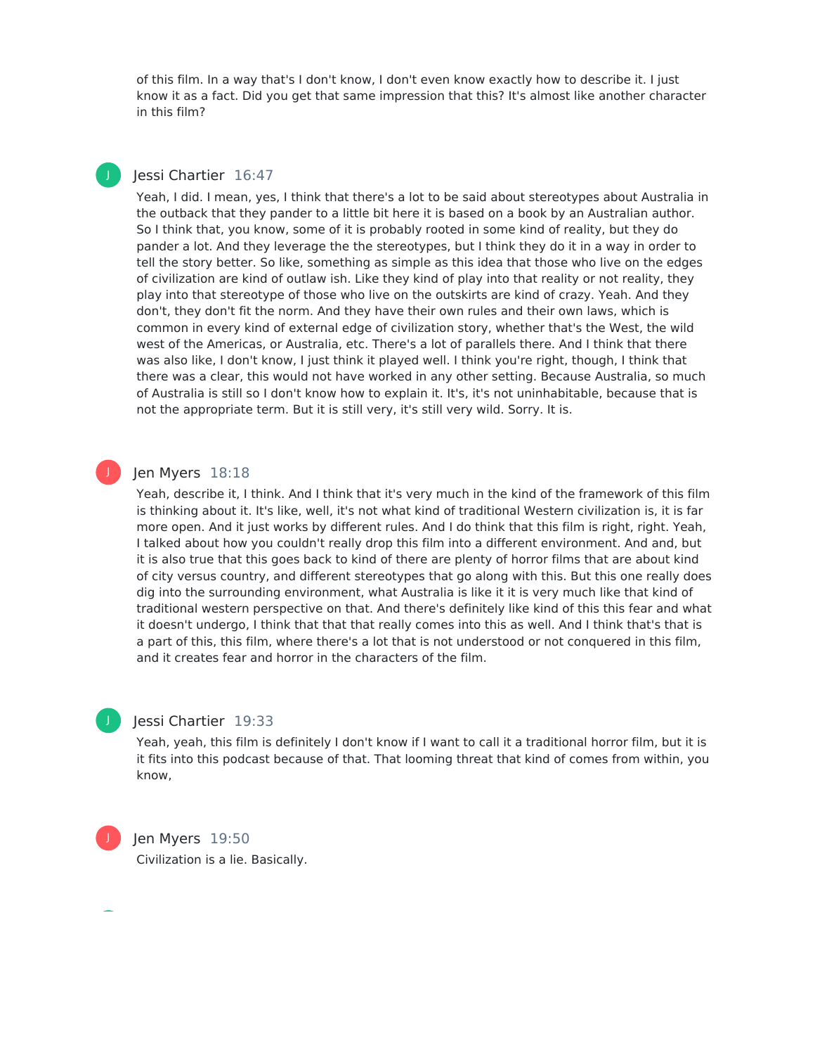of this film. In a way that's I don't know, I don't even know exactly how to describe it. I just know it as a fact. Did you get that same impression that this? It's almost like another character in this film?

**Jessi Chartier** 16:47

Yeah, I did. I mean, yes, I think that there's a lot to be said about stereotypes about Australia in the outback that they pander to a little bit here it is based on a book by an Australian author. So I think that, you know, some of it is probably rooted in some kind of reality, but they do pander a lot. And they leverage the the stereotypes, but I think they do it in a way in order to tell the story better. So like, something as simple as this idea that those who live on the edges of civilization are kind of outlaw ish. Like they kind of play into that reality or not reality, they play into that stereotype of those who live on the outskirts are kind of crazy. Yeah. And they don't, they don't fit the norm. And they have their own rules and their own laws, which is common in every kind of external edge of civilization story, whether that's the West, the wild west of the Americas, or Australia, etc. There's a lot of parallels there. And I think that there was also like, I don't know, I just think it played well. I think you're right, though, I think that there was a clear, this would not have worked in any other setting. Because Australia, so much of Australia is still so I don't know how to explain it. It's, it's not uninhabitable, because that is not the appropriate term. But it is still very, it's still very wild. Sorry. It is.

**Jen Myers** 18:18

Yeah, describe it, I think. And I think that it's very much in the kind of the framework of this film is thinking about it. It's like, well, it's not what kind of traditional Western civilization is, it is far more open. And it just works by different rules. And I do think that this film is right, right. Yeah, I talked about how you couldn't really drop this film into a different environment. And and, but it is also true that this goes back to kind of there are plenty of horror films that are about kind of city versus country, and different stereotypes that go along with this. But this one really does dig into the surrounding environment, what Australia is like it it is very much like that kind of traditional western perspective on that. And there's definitely like kind of this this fear and what it doesn't undergo, I think that that that really comes into this as well. And I think that's that is a part of this, this film, where there's a lot that is not understood or not conquered in this film, and it creates fear and horror in the characters of the film.

**Jessi Chartier** 19:33

Yeah, yeah, this film is definitely I don't know if I want to call it a traditional horror film, but it is it fits into this podcast because of that. That looming threat that kind of comes from within, you know,

**Jen Myers** 19:50

Civilization is a lie. Basically.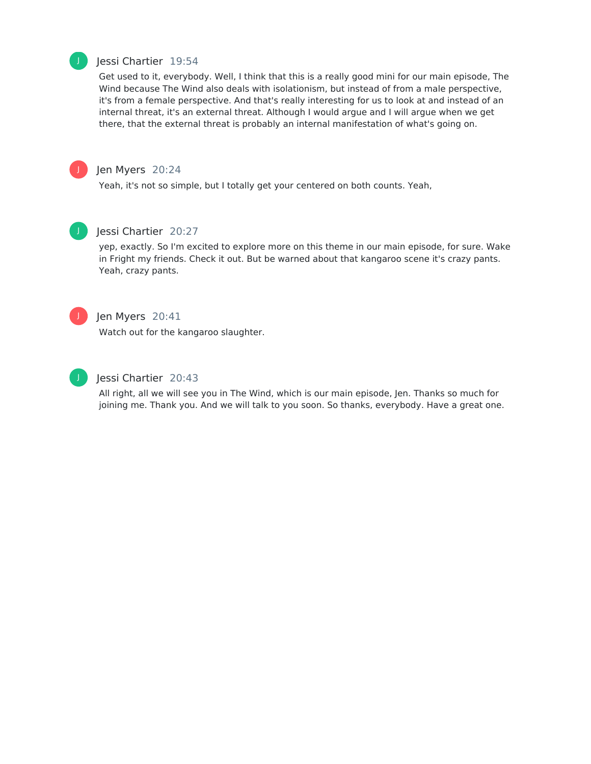Jessi Chartier 19:54

Get used to it, everybody. Well, I think that this is a really good mini for our main episode, The Wind because The Wind also deals with isolationism, but instead of from a male perspective, it's from a female perspective. And that's really interesting for us to look at and instead of an internal threat, it's an external threat. Although I would argue and I will argue when we get there, that the external threat is probably an internal manifestation of what's going on.

Jen Myers 20:24

Yeah, it's not so simple, but I totally get your centered on both counts. Yeah,

Jessi Chartier 20:27

yep, exactly. So I'm excited to explore more on this theme in our main episode, for sure. Wake in Fright my friends. Check it out. But be warned about that kangaroo scene it's crazy pants. Yeah, crazy pants.

Jen Myers 20:41

Watch out for the kangaroo slaughter.

Jessi Chartier 20:43

All right, all we will see you in The Wind, which is our main episode, Jen. Thanks so much for joining me. Thank you. And we will talk to you soon. So thanks, everybody. Have a great one.